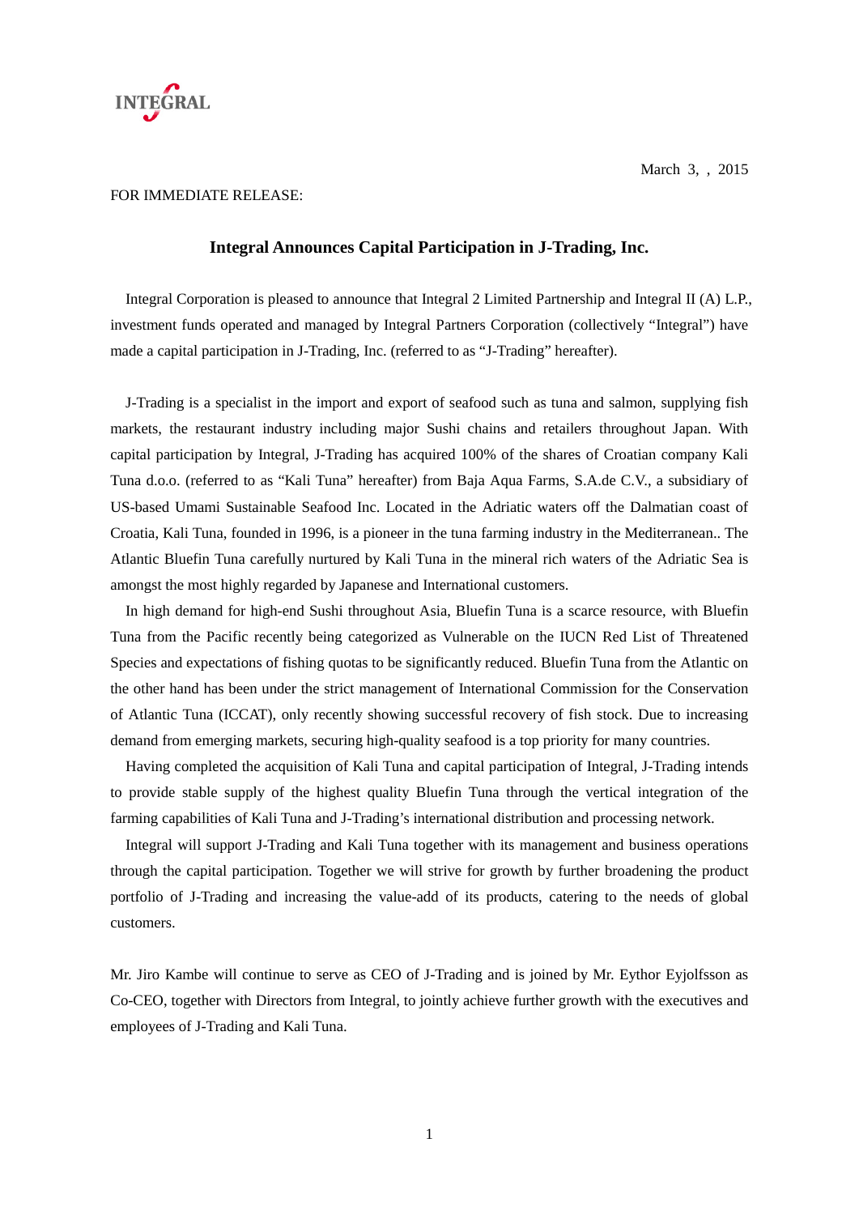INTEGRAL

March 3, , 2015

FOR IMMEDIATE RELEASE:

## Integral Announces Capital Participation in J-Trading, Inc.

Integral Corporation is pleased to announce that Integral 2 Limited Partnership and Integral II (A) L.P., investment funds operated and managed by Integral Partners Corporation (collectively "Integral") have made a capital participation in J-Trading, Inc. (referred to as "J-Trading" hereafter).

J-Trading is a specialist in the import and export of seafood such as tuna and salmon, supplying fish markets, the restaurant industry including major Sushi chains and retailers throughout Japan. With capital participation by Integral, J-Trading has acquired 100% of the shares of Croatian company Kali Tuna d.o.o. (referred to as "Kali Tuna" hereafter) from Baja Aqua Farms, S.A.de C.V., a subsidiary of US-based Umami Sustainable Seafood Inc. Located in the Adriatic waters off the Dalmatian coast of Croatia, Kali Tuna, founded in 1996, is a pioneer in the tuna farming industry in the Mediterranean.. The Atlantic Bluefin Tuna carefully nurtured by Kali Tuna in the mineral rich waters of the Adriatic Sea is amongst the most highly regarded by Japanese and International customers.

In high demand for high-end Sushi throughout Asia, Bluefin Tuna is a scarce resource, with Bluefin Tuna from the Pacific recently being categorized as Vulnerable on the IUCN Red List of Threatened Species and expectations of fishing quotas to be significantly reduced. Bluefin Tuna from the Atlantic on the other hand has been under the strict management of International Commission for the Conservation of Atlantic Tuna (ICCAT), only recently showing successful recovery of fish stock. Due to increasing demand from emerging markets, securing high-quality seafood is a top priority for many countries.

Having completed the acquisition of Kali Tuna and capital participation of Integral, J-Trading intends to provide stable supply of the highest quality Bluefin Tuna through the vertical integration of the farming capabilities of Kali Tuna and J-Trading's international distribution and processing network.

Integral will support J-Trading and Kali Tuna together with its management and business operations through the capital participation. Together we will strive for growth by further broadening the product portfolio of J-Trading and increasing the value-add of its products, catering to the needs of global customers.

Mr. Jiro Kambe will continue to serve as CEO of J-Trading and is joined by Mr. Eythor Eyjolfsson as Co-CEO, together with Directors from Integral, to jointly achieve further growth with the executives and employees of J-Trading and Kali Tuna.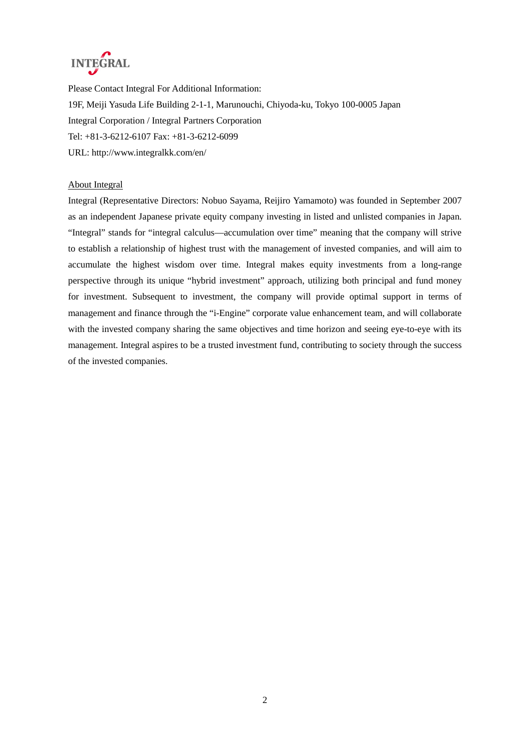INTEGRAL

Please Contact Integral For Additional Information:
19F, Meiji Yasuda Life Building 2-1-1, Marunouchi, Chiyoda-ku, Tokyo 100-0005 Japan
Integral Corporation / Integral Partners Corporation
Tel: +81-3-6212-6107 Fax: +81-3-6212-6099
URL: http://www.integralkk.com/en/

## About Integral

Integral (Representative Directors: Nobuo Sayama, Reijiro Yamamoto) was founded in September 2007 as an independent Japanese private equity company investing in listed and unlisted companies in Japan. "Integral" stands for "integral calculus—accumulation over time" meaning that the company will strive to establish a relationship of highest trust with the management of invested companies, and will aim to accumulate the highest wisdom over time. Integral makes equity investments from a long-range perspective through its unique "hybrid investment" approach, utilizing both principal and fund money for investment. Subsequent to investment, the company will provide optimal support in terms of management and finance through the "i-Engine" corporate value enhancement team, and will collaborate with the invested company sharing the same objectives and time horizon and seeing eye-to-eye with its management. Integral aspires to be a trusted investment fund, contributing to society through the success of the invested companies.